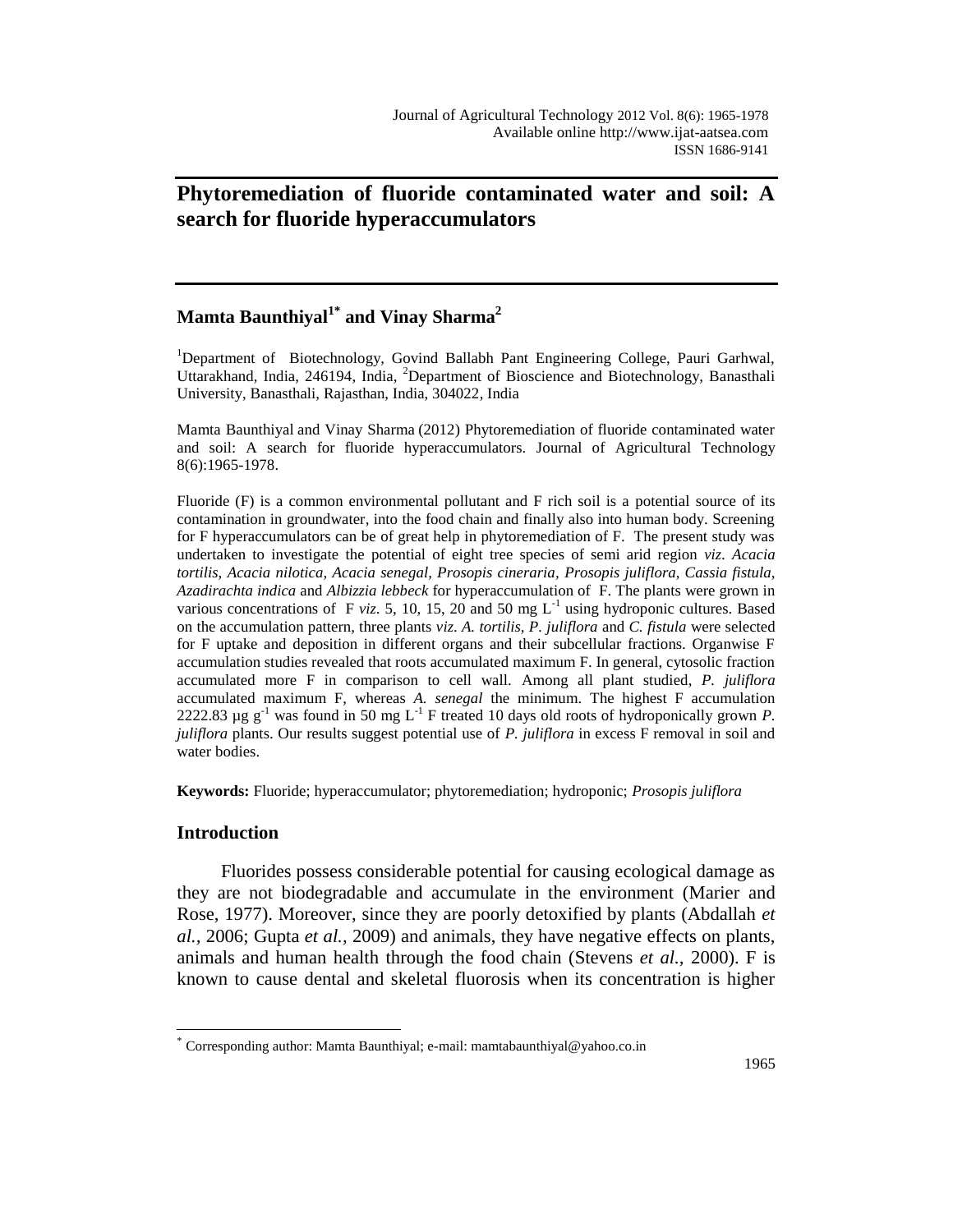# Phytoremediation of fluoride contaminated water and soil: A search for fluoride hyperaccumulators

## Mamta Baunthiyal[1*] and Vinay Sharma[2]

[1]Department of Biotechnology, Govind Ballabh Pant Engineering College, Pauri Garhwal, Uttarakhand, India, 246194, India, [2]Department of Bioscience and Biotechnology, Banasthali University, Banasthali, Rajasthan, India, 304022, India

Mamta Baunthiyal and Vinay Sharma (2012) Phytoremediation of fluoride contaminated water and soil: A search for fluoride hyperaccumulators. Journal of Agricultural Technology 8(6):1965-1978.

Fluoride (F) is a common environmental pollutant and F rich soil is a potential source of its contamination in groundwater, into the food chain and finally also into human body. Screening for F hyperaccumulators can be of great help in phytoremediation of F. The present study was undertaken to investigate the potential of eight tree species of semi arid region *viz. Acacia tortilis, Acacia nilotica, Acacia senegal, Prosopis cineraria, Prosopis juliflora, Cassia fistula, Azadirachta indica* and *Albizzia lebbeck* for hyperaccumulation of F. The plants were grown in various concentrations of F *viz.* 5, 10, 15, 20 and 50 mg $L^{-1}$ using hydroponic cultures. Based on the accumulation pattern, three plants *viz. A. tortilis, P. juliflora* and *C. fistula* were selected for F uptake and deposition in different organs and their subcellular fractions. Organwise F accumulation studies revealed that roots accumulated maximum F. In general, cytosolic fraction accumulated more F in comparison to cell wall. Among all plant studied, *P. juliflora* accumulated maximum F, whereas *A. senegal* the minimum. The highest F accumulation 2222.83 µg $g^{-1}$ was found in 50 mg $L^{-1}$ F treated 10 days old roots of hydroponically grown *P. juliflora* plants. Our results suggest potential use of *P. juliflora* in excess F removal in soil and water bodies.

**Keywords:** Fluoride; hyperaccumulator; phytoremediation; hydroponic; *Prosopis juliflora*

## Introduction

Fluorides possess considerable potential for causing ecological damage as they are not biodegradable and accumulate in the environment (Marier and Rose, 1977). Moreover, since they are poorly detoxified by plants (Abdallah *et al.*, 2006; Gupta *et al.*, 2009) and animals, they have negative effects on plants, animals and human health through the food chain (Stevens *et al.*, 2000). F is known to cause dental and skeletal fluorosis when its concentration is higher

[*] Corresponding author: Mamta Baunthiyal; e-mail: mamtabaunthiyal@yahoo.co.in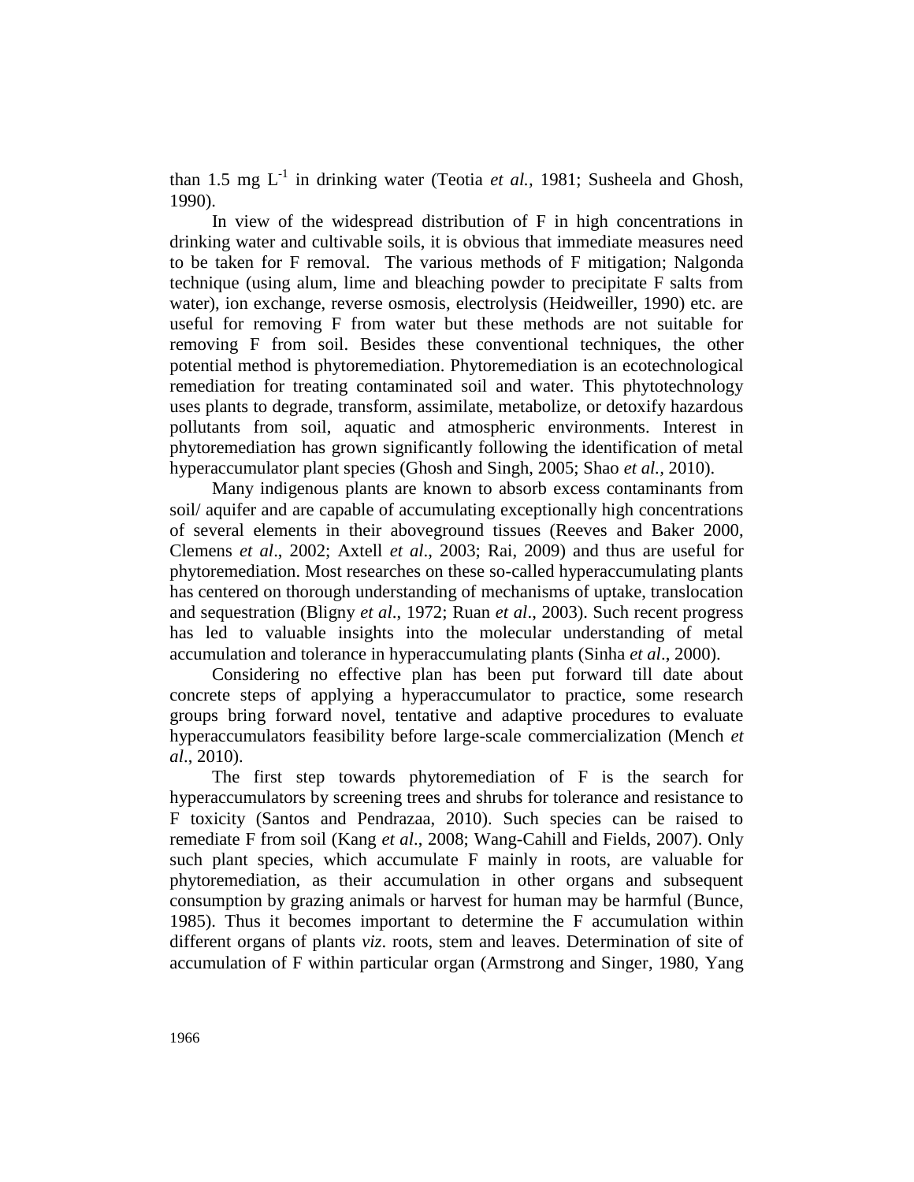than 1.5 mg $L^{-1}$ in drinking water (Teotia *et al.*, 1981; Susheela and Ghosh, 1990).

In view of the widespread distribution of F in high concentrations in drinking water and cultivable soils, it is obvious that immediate measures need to be taken for F removal. The various methods of F mitigation; Nalgonda technique (using alum, lime and bleaching powder to precipitate F salts from water), ion exchange, reverse osmosis, electrolysis (Heidweiller, 1990) etc. are useful for removing F from water but these methods are not suitable for removing F from soil. Besides these conventional techniques, the other potential method is phytoremediation. Phytoremediation is an ecotechnological remediation for treating contaminated soil and water. This phytotechnology uses plants to degrade, transform, assimilate, metabolize, or detoxify hazardous pollutants from soil, aquatic and atmospheric environments. Interest in phytoremediation has grown significantly following the identification of metal hyperaccumulator plant species (Ghosh and Singh, 2005; Shao *et al.*, 2010).

Many indigenous plants are known to absorb excess contaminants from soil/ aquifer and are capable of accumulating exceptionally high concentrations of several elements in their aboveground tissues (Reeves and Baker 2000, Clemens *et al*., 2002; Axtell *et al*., 2003; Rai, 2009) and thus are useful for phytoremediation. Most researches on these so-called hyperaccumulating plants has centered on thorough understanding of mechanisms of uptake, translocation and sequestration (Bligny *et al*., 1972; Ruan *et al*., 2003). Such recent progress has led to valuable insights into the molecular understanding of metal accumulation and tolerance in hyperaccumulating plants (Sinha *et al*., 2000).

Considering no effective plan has been put forward till date about concrete steps of applying a hyperaccumulator to practice, some research groups bring forward novel, tentative and adaptive procedures to evaluate hyperaccumulators feasibility before large-scale commercialization (Mench *et al*., 2010).

The first step towards phytoremediation of F is the search for hyperaccumulators by screening trees and shrubs for tolerance and resistance to F toxicity (Santos and Pendrazaa, 2010). Such species can be raised to remediate F from soil (Kang *et al*., 2008; Wang-Cahill and Fields, 2007). Only such plant species, which accumulate F mainly in roots, are valuable for phytoremediation, as their accumulation in other organs and subsequent consumption by grazing animals or harvest for human may be harmful (Bunce, 1985). Thus it becomes important to determine the F accumulation within different organs of plants *viz*. roots, stem and leaves. Determination of site of accumulation of F within particular organ (Armstrong and Singer, 1980, Yang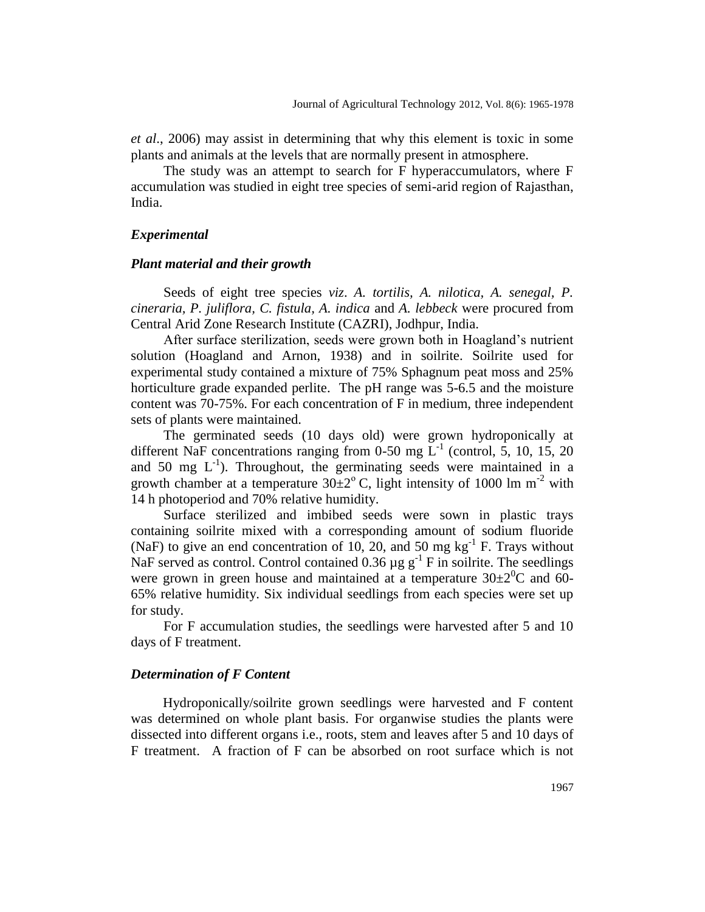*et al*., 2006) may assist in determining that why this element is toxic in some plants and animals at the levels that are normally present in atmosphere.

The study was an attempt to search for F hyperaccumulators, where F accumulation was studied in eight tree species of semi-arid region of Rajasthan, India.

## *Experimental*

### *Plant material and their growth*

Seeds of eight tree species *viz*. *A. tortilis, A. nilotica, A. senegal, P. cineraria, P. juliflora, C. fistula, A. indica* and *A. lebbeck* were procured from Central Arid Zone Research Institute (CAZRI), Jodhpur, India.

After surface sterilization, seeds were grown both in Hoagland's nutrient solution (Hoagland and Arnon, 1938) and in soilrite. Soilrite used for experimental study contained a mixture of 75% Sphagnum peat moss and 25% horticulture grade expanded perlite. The pH range was 5-6.5 and the moisture content was 70-75%. For each concentration of F in medium, three independent sets of plants were maintained.

The germinated seeds (10 days old) were grown hydroponically at different NaF concentrations ranging from 0-50 mg $L^{-1}$ (control, 5, 10, 15, 20 and 50 mg $L^{-1}$). Throughout, the germinating seeds were maintained in a growth chamber at a temperature $30\pm2^{o}$ C, light intensity of 1000 lm $m^{-2}$ with 14 h photoperiod and 70% relative humidity.

Surface sterilized and imbibed seeds were sown in plastic trays containing soilrite mixed with a corresponding amount of sodium fluoride (NaF) to give an end concentration of 10, 20, and 50 mg $kg^{-1}$ F. Trays without NaF served as control. Control contained 0.36 µg $g^{-1}$ F in soilrite. The seedlings were grown in green house and maintained at a temperature $30\pm2^{0}$C and 60-65% relative humidity. Six individual seedlings from each species were set up for study.

For F accumulation studies, the seedlings were harvested after 5 and 10 days of F treatment.

### *Determination of F Content*

Hydroponically/soilrite grown seedlings were harvested and F content was determined on whole plant basis. For organwise studies the plants were dissected into different organs i.e., roots, stem and leaves after 5 and 10 days of F treatment. A fraction of F can be absorbed on root surface which is not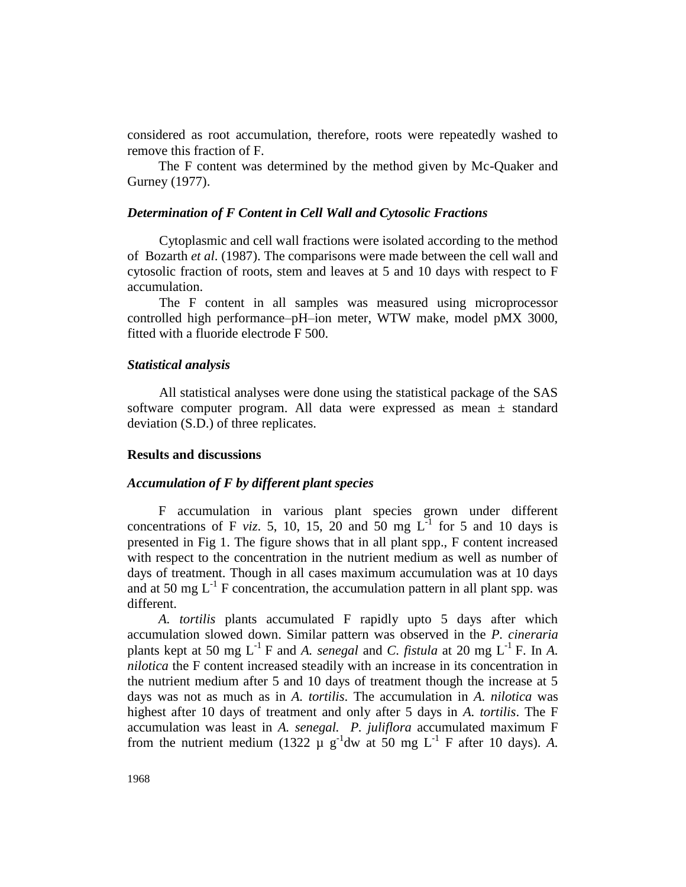considered as root accumulation, therefore, roots were repeatedly washed to remove this fraction of F.

The F content was determined by the method given by Mc-Quaker and Gurney (1977).

### *Determination of F Content in Cell Wall and Cytosolic Fractions*

Cytoplasmic and cell wall fractions were isolated according to the method of Bozarth *et al*. (1987). The comparisons were made between the cell wall and cytosolic fraction of roots, stem and leaves at 5 and 10 days with respect to F accumulation.

The F content in all samples was measured using microprocessor controlled high performance–pH–ion meter, WTW make, model pMX 3000, fitted with a fluoride electrode F 500.

### *Statistical analysis*

All statistical analyses were done using the statistical package of the SAS software computer program. All data were expressed as mean ± standard deviation (S.D.) of three replicates.

## **Results and discussions**

### *Accumulation of F by different plant species*

F accumulation in various plant species grown under different concentrations of F *viz*. 5, 10, 15, 20 and 50 mg $L^{-1}$ for 5 and 10 days is presented in Fig 1. The figure shows that in all plant spp., F content increased with respect to the concentration in the nutrient medium as well as number of days of treatment. Though in all cases maximum accumulation was at 10 days and at 50 mg $L^{-1}$ F concentration, the accumulation pattern in all plant spp. was different.

*A. tortilis* plants accumulated F rapidly upto 5 days after which accumulation slowed down. Similar pattern was observed in the *P. cineraria* plants kept at 50 mg $L^{-1}$ F and *A. senegal* and *C. fistula* at 20 mg $L^{-1}$ F. In *A. nilotica* the F content increased steadily with an increase in its concentration in the nutrient medium after 5 and 10 days of treatment though the increase at 5 days was not as much as in *A. tortilis*. The accumulation in *A. nilotica* was highest after 10 days of treatment and only after 5 days in *A. tortilis*. The F accumulation was least in *A. senegal*. *P. juliflora* accumulated maximum F from the nutrient medium (1322 µ $g^{-1}$dw at 50 mg $L^{-1}$ F after 10 days). *A.*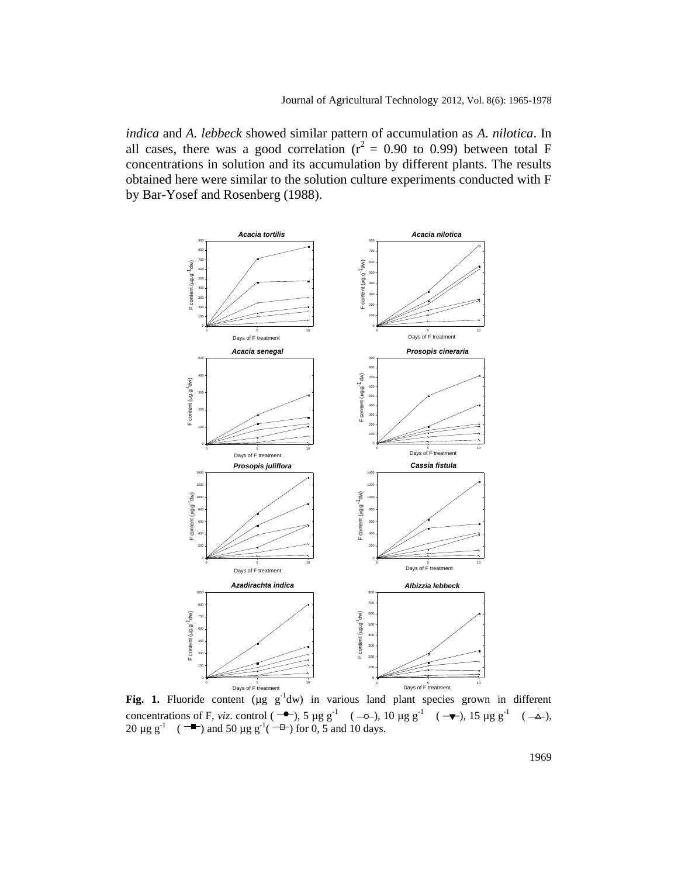*indica* and *A. lebbeck* showed similar pattern of accumulation as *A. nilotica*. In all cases, there was a good correlation ($r^2$ = 0.90 to 0.99) between total F concentrations in solution and its accumulation by different plants. The results obtained here were similar to the solution culture experiments conducted with F by Bar-Yosef and Rosenberg (1988).

**Fig. 1.** Fluoride content (µg $g^{-1}$dw) in various land plant species grown in different concentrations of F, *viz*. control (●), 5 µg $g^{-1}$ (○), 10 µg $g^{-1}$ (▼), 15 µg $g^{-1}$ (△), 20 µg $g^{-1}$ (■) and 50 µg $g^{-1}$ (□) for 0, 5 and 10 days.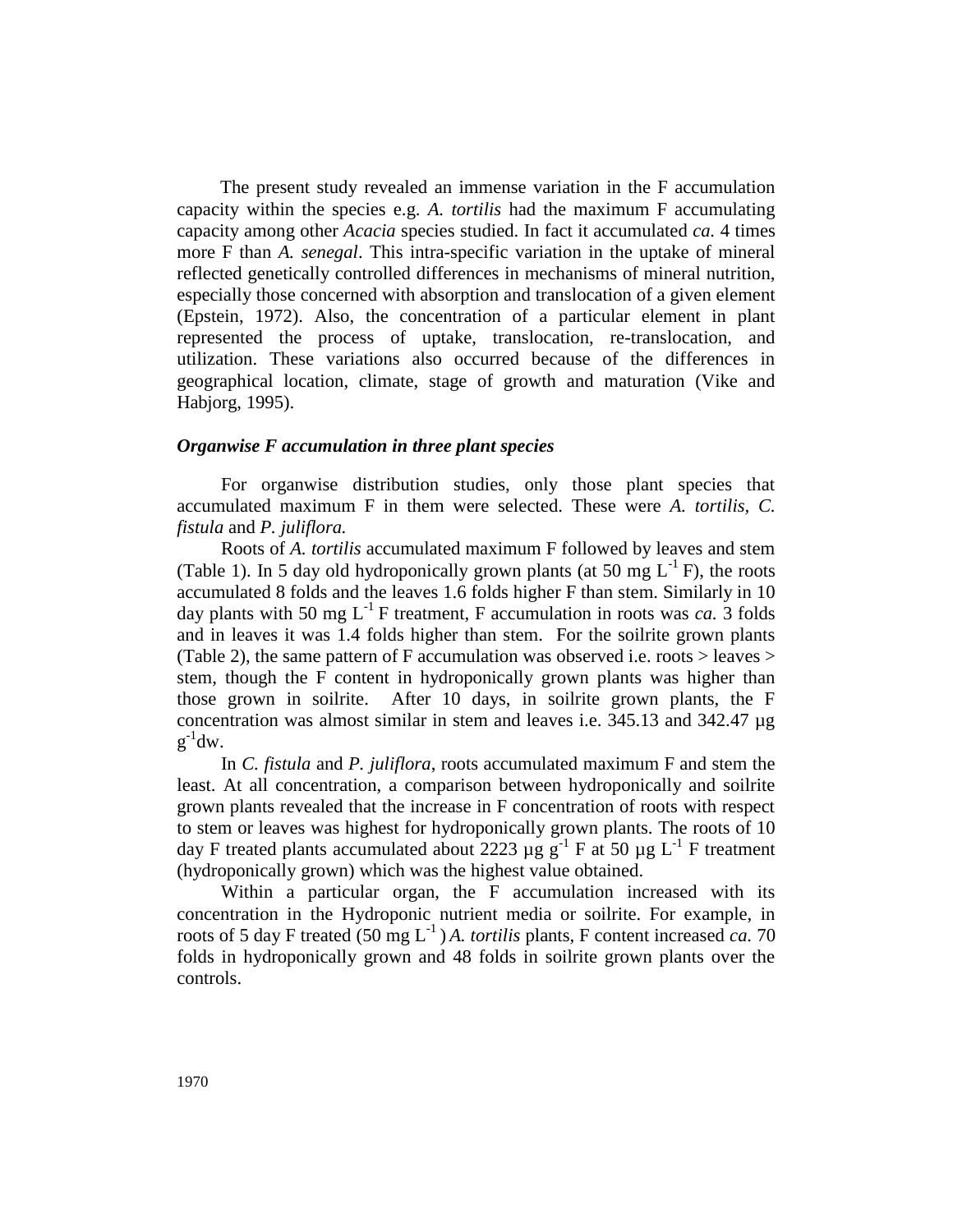The present study revealed an immense variation in the F accumulation capacity within the species e.g. *A. tortilis* had the maximum F accumulating capacity among other *Acacia* species studied. In fact it accumulated *ca.* 4 times more F than *A. senegal*. This intra-specific variation in the uptake of mineral reflected genetically controlled differences in mechanisms of mineral nutrition, especially those concerned with absorption and translocation of a given element (Epstein, 1972). Also, the concentration of a particular element in plant represented the process of uptake, translocation, re-translocation, and utilization. These variations also occurred because of the differences in geographical location, climate, stage of growth and maturation (Vike and Habjorg, 1995).

### *Organwise F accumulation in three plant species*

For organwise distribution studies, only those plant species that accumulated maximum F in them were selected. These were *A. tortilis*, *C. fistula* and *P. juliflora.*

Roots of *A. tortilis* accumulated maximum F followed by leaves and stem (Table 1). In 5 day old hydroponically grown plants (at 50 mg $L^{-1}$ F), the roots accumulated 8 folds and the leaves 1.6 folds higher F than stem. Similarly in 10 day plants with 50 mg $L^{-1}$ F treatment, F accumulation in roots was *ca.* 3 folds and in leaves it was 1.4 folds higher than stem. For the soilrite grown plants (Table 2), the same pattern of F accumulation was observed i.e. roots > leaves > stem, though the F content in hydroponically grown plants was higher than those grown in soilrite. After 10 days, in soilrite grown plants, the F concentration was almost similar in stem and leaves i.e. 345.13 and 342.47 µg $g^{-1}$dw.

In *C. fistula* and *P. juliflora*, roots accumulated maximum F and stem the least. At all concentration, a comparison between hydroponically and soilrite grown plants revealed that the increase in F concentration of roots with respect to stem or leaves was highest for hydroponically grown plants. The roots of 10 day F treated plants accumulated about 2223 µg $g^{-1}$ F at 50 µg $L^{-1}$ F treatment (hydroponically grown) which was the highest value obtained.

Within a particular organ, the F accumulation increased with its concentration in the Hydroponic nutrient media or soilrite. For example, in roots of 5 day F treated (50 mg $L^{-1}$) *A. tortilis* plants, F content increased *ca.* 70 folds in hydroponically grown and 48 folds in soilrite grown plants over the controls.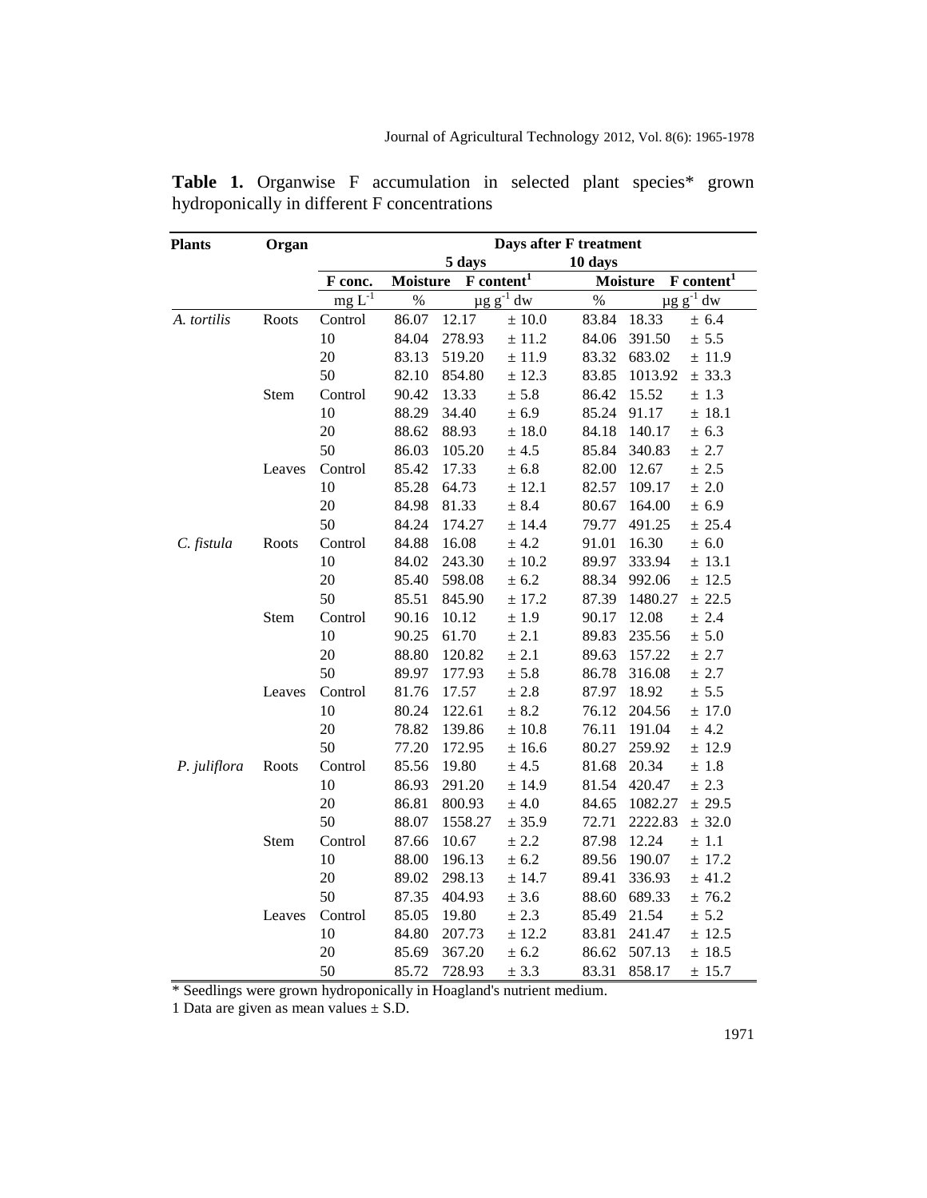**Table 1.** Organwise F accumulation in selected plant species* grown hydroponically in different F concentrations

| Plants | Organ | Days after F treatment | | | | | | |
|---|---|---|---|---|---|---|---|---|
| | | | 5 days | | | 10 days | | |
| | | F conc. | Moisture | F content[1] | | Moisture | F content[1] | |
| | | $mg L^{-1}$ | % | $\mu g g^{-1}$ dw | | % | $\mu g g^{-1}$ dw | |
| *A. tortilis* | Roots | Control | 86.07 | 12.17 | ± 10.0 | 83.84 | 18.33 | ± 6.4 |
| | | 10 | 84.04 | 278.93 | ± 11.2 | 84.06 | 391.50 | ± 5.5 |
| | | 20 | 83.13 | 519.20 | ± 11.9 | 83.32 | 683.02 | ± 11.9 |
| | | 50 | 82.10 | 854.80 | ± 12.3 | 83.85 | 1013.92 | ± 33.3 |
| | Stem | Control | 90.42 | 13.33 | ± 5.8 | 86.42 | 15.52 | ± 1.3 |
| | | 10 | 88.29 | 34.40 | ± 6.9 | 85.24 | 91.17 | ± 18.1 |
| | | 20 | 88.62 | 88.93 | ± 18.0 | 84.18 | 140.17 | ± 6.3 |
| | | 50 | 86.03 | 105.20 | ± 4.5 | 85.84 | 340.83 | ± 2.7 |
| | Leaves | Control | 85.42 | 17.33 | ± 6.8 | 82.00 | 12.67 | ± 2.5 |
| | | 10 | 85.28 | 64.73 | ± 12.1 | 82.57 | 109.17 | ± 2.0 |
| | | 20 | 84.98 | 81.33 | ± 8.4 | 80.67 | 164.00 | ± 6.9 |
| | | 50 | 84.24 | 174.27 | ± 14.4 | 79.77 | 491.25 | ± 25.4 |
| *C. fistula* | Roots | Control | 84.88 | 16.08 | ± 4.2 | 91.01 | 16.30 | ± 6.0 |
| | | 10 | 84.02 | 243.30 | ± 10.2 | 89.97 | 333.94 | ± 13.1 |
| | | 20 | 85.40 | 598.08 | ± 6.2 | 88.34 | 992.06 | ± 12.5 |
| | | 50 | 85.51 | 845.90 | ± 17.2 | 87.39 | 1480.27 | ± 22.5 |
| | Stem | Control | 90.16 | 10.12 | ± 1.9 | 90.17 | 12.08 | ± 2.4 |
| | | 10 | 90.25 | 61.70 | ± 2.1 | 89.83 | 235.56 | ± 5.0 |
| | | 20 | 88.80 | 120.82 | ± 2.1 | 89.63 | 157.22 | ± 2.7 |
| | | 50 | 89.97 | 177.93 | ± 5.8 | 86.78 | 316.08 | ± 2.7 |
| | Leaves | Control | 81.76 | 17.57 | ± 2.8 | 87.97 | 18.92 | ± 5.5 |
| | | 10 | 80.24 | 122.61 | ± 8.2 | 76.12 | 204.56 | ± 17.0 |
| | | 20 | 78.82 | 139.86 | ± 10.8 | 76.11 | 191.04 | ± 4.2 |
| | | 50 | 77.20 | 172.95 | ± 16.6 | 80.27 | 259.92 | ± 12.9 |
| *P. juliflora* | Roots | Control | 85.56 | 19.80 | ± 4.5 | 81.68 | 20.34 | ± 1.8 |
| | | 10 | 86.93 | 291.20 | ± 14.9 | 81.54 | 420.47 | ± 2.3 |
| | | 20 | 86.81 | 800.93 | ± 4.0 | 84.65 | 1082.27 | ± 29.5 |
| | | 50 | 88.07 | 1558.27 | ± 35.9 | 72.71 | 2222.83 | ± 32.0 |
| | Stem | Control | 87.66 | 10.67 | ± 2.2 | 87.98 | 12.24 | ± 1.1 |
| | | 10 | 88.00 | 196.13 | ± 6.2 | 89.56 | 190.07 | ± 17.2 |
| | | 20 | 89.02 | 298.13 | ± 14.7 | 89.41 | 336.93 | ± 41.2 |
| | | 50 | 87.35 | 404.93 | ± 3.6 | 88.60 | 689.33 | ± 76.2 |
| | Leaves | Control | 85.05 | 19.80 | ± 2.3 | 85.49 | 21.54 | ± 5.2 |
| | | 10 | 84.80 | 207.73 | ± 12.2 | 83.81 | 241.47 | ± 12.5 |
| | | 20 | 85.69 | 367.20 | ± 6.2 | 86.62 | 507.13 | ± 18.5 |
| | | 50 | 85.72 | 728.93 | ± 3.3 | 83.31 | 858.17 | ± 15.7 |

\* Seedlings were grown hydroponically in Hoagland's nutrient medium.

1 Data are given as mean values ± S.D.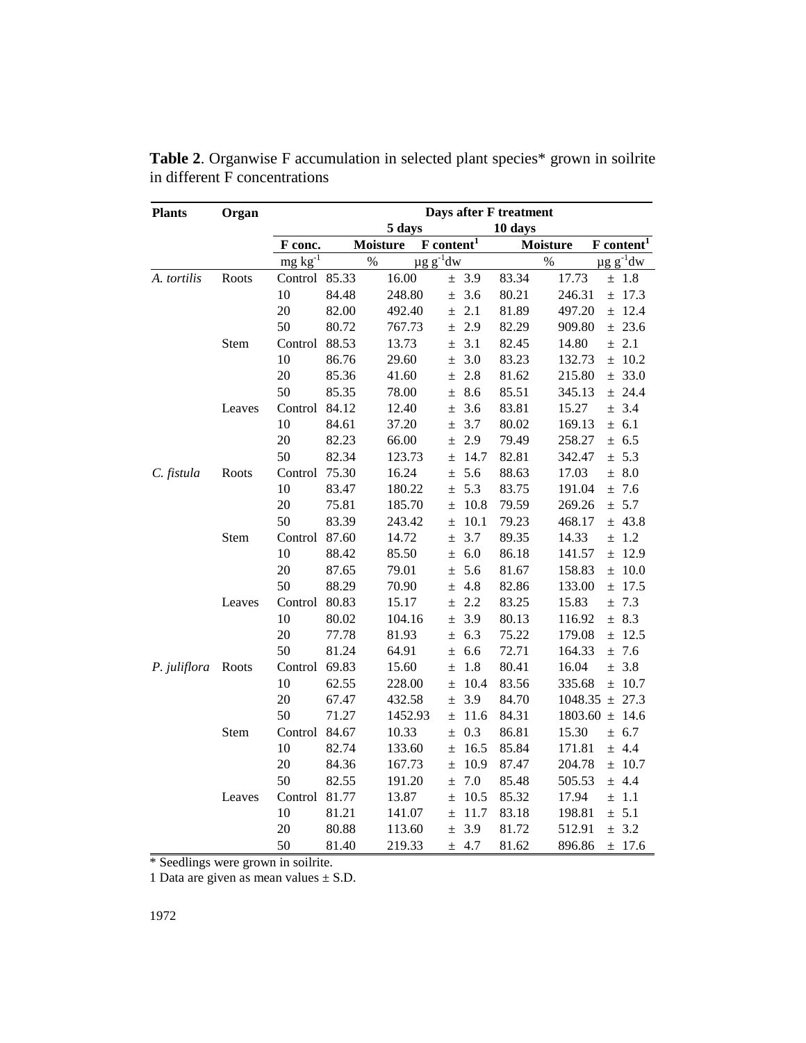**Table 2**. Organwise F accumulation in selected plant species* grown in soilrite in different F concentrations

| Plants | Organ | Days after F treatment | | | | |
|---|---|---|---|---|---|---|
| | | | 5 days | | 10 days | |
| | | F conc. | Moisture | F content[1] | Moisture | F content[1] |
| | | mg kg$^{-1}$ | % | µg g$^{-1}$dw | % | µg g$^{-1}$dw |
| *A. tortilis* | Roots | Control | 85.33 | 16.00 ± 3.9 | 83.34 | 17.73 ± 1.8 |
| | | 10 | 84.48 | 248.80 ± 3.6 | 80.21 | 246.31 ± 17.3 |
| | | 20 | 82.00 | 492.40 ± 2.1 | 81.89 | 497.20 ± 12.4 |
| | | 50 | 80.72 | 767.73 ± 2.9 | 82.29 | 909.80 ± 23.6 |
| | Stem | Control | 88.53 | 13.73 ± 3.1 | 82.45 | 14.80 ± 2.1 |
| | | 10 | 86.76 | 29.60 ± 3.0 | 83.23 | 132.73 ± 10.2 |
| | | 20 | 85.36 | 41.60 ± 2.8 | 81.62 | 215.80 ± 33.0 |
| | | 50 | 85.35 | 78.00 ± 8.6 | 85.51 | 345.13 ± 24.4 |
| | Leaves | Control | 84.12 | 12.40 ± 3.6 | 83.81 | 15.27 ± 3.4 |
| | | 10 | 84.61 | 37.20 ± 3.7 | 80.02 | 169.13 ± 6.1 |
| | | 20 | 82.23 | 66.00 ± 2.9 | 79.49 | 258.27 ± 6.5 |
| | | 50 | 82.34 | 123.73 ± 14.7 | 82.81 | 342.47 ± 5.3 |
| *C. fistula* | Roots | Control | 75.30 | 16.24 ± 5.6 | 88.63 | 17.03 ± 8.0 |
| | | 10 | 83.47 | 180.22 ± 5.3 | 83.75 | 191.04 ± 7.6 |
| | | 20 | 75.81 | 185.70 ± 10.8 | 79.59 | 269.26 ± 5.7 |
| | | 50 | 83.39 | 243.42 ± 10.1 | 79.23 | 468.17 ± 43.8 |
| | Stem | Control | 87.60 | 14.72 ± 3.7 | 89.35 | 14.33 ± 1.2 |
| | | 10 | 88.42 | 85.50 ± 6.0 | 86.18 | 141.57 ± 12.9 |
| | | 20 | 87.65 | 79.01 ± 5.6 | 81.67 | 158.83 ± 10.0 |
| | | 50 | 88.29 | 70.90 ± 4.8 | 82.86 | 133.00 ± 17.5 |
| | Leaves | Control | 80.83 | 15.17 ± 2.2 | 83.25 | 15.83 ± 7.3 |
| | | 10 | 80.02 | 104.16 ± 3.9 | 80.13 | 116.92 ± 8.3 |
| | | 20 | 77.78 | 81.93 ± 6.3 | 75.22 | 179.08 ± 12.5 |
| | | 50 | 81.24 | 64.91 ± 6.6 | 72.71 | 164.33 ± 7.6 |
| *P. juliflora* | Roots | Control | 69.83 | 15.60 ± 1.8 | 80.41 | 16.04 ± 3.8 |
| | | 10 | 62.55 | 228.00 ± 10.4 | 83.56 | 335.68 ± 10.7 |
| | | 20 | 67.47 | 432.58 ± 3.9 | 84.70 | 1048.35 ± 27.3 |
| | | 50 | 71.27 | 1452.93 ± 11.6 | 84.31 | 1803.60 ± 14.6 |
| | Stem | Control | 84.67 | 10.33 ± 0.3 | 86.81 | 15.30 ± 6.7 |
| | | 10 | 82.74 | 133.60 ± 16.5 | 85.84 | 171.81 ± 4.4 |
| | | 20 | 84.36 | 167.73 ± 10.9 | 87.47 | 204.78 ± 10.7 |
| | | 50 | 82.55 | 191.20 ± 7.0 | 85.48 | 505.53 ± 4.4 |
| | Leaves | Control | 81.77 | 13.87 ± 10.5 | 85.32 | 17.94 ± 1.1 |
| | | 10 | 81.21 | 141.07 ± 11.7 | 83.18 | 198.81 ± 5.1 |
| | | 20 | 80.88 | 113.60 ± 3.9 | 81.72 | 512.91 ± 3.2 |
| | | 50 | 81.40 | 219.33 ± 4.7 | 81.62 | 896.86 ± 17.6 |

\* Seedlings were grown in soilrite.

1 Data are given as mean values ± S.D.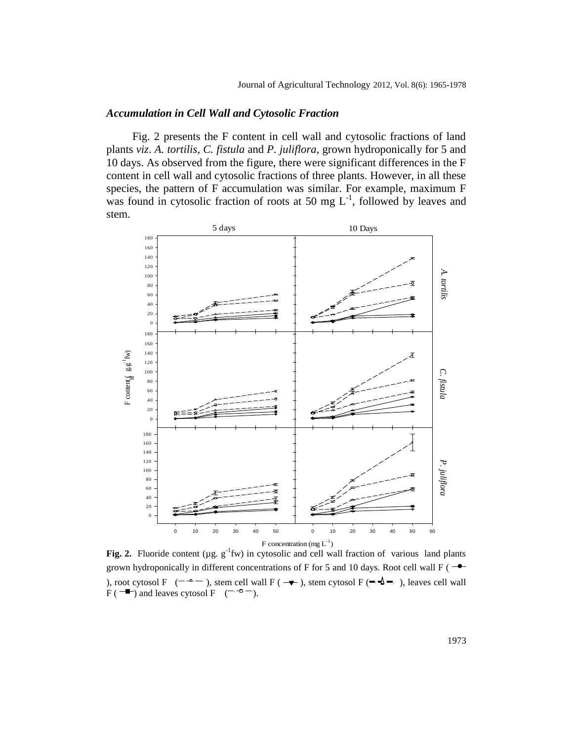### *Accumulation in Cell Wall and Cytosolic Fraction*

Fig. 2 presents the F content in cell wall and cytosolic fractions of land plants *viz*. *A. tortilis*, *C. fistula* and *P. juliflora*, grown hydroponically for 5 and 10 days. As observed from the figure, there were significant differences in the F content in cell wall and cytosolic fractions of three plants. However, in all these species, the pattern of F accumulation was similar. For example, maximum F was found in cytosolic fraction of roots at 50 mg $L^{-1}$, followed by leaves and stem.

**Fig. 2.** Fluoride content (µg. $g^{-1}$fw) in cytosolic and cell wall fraction of various land plants grown hydroponically in different concentrations of F for 5 and 10 days. Root cell wall F (—●—), root cytosol F (—○—), stem cell wall F (—▼—), stem cytosol F (—△—), leaves cell wall F (—■—) and leaves cytosol F (—□—).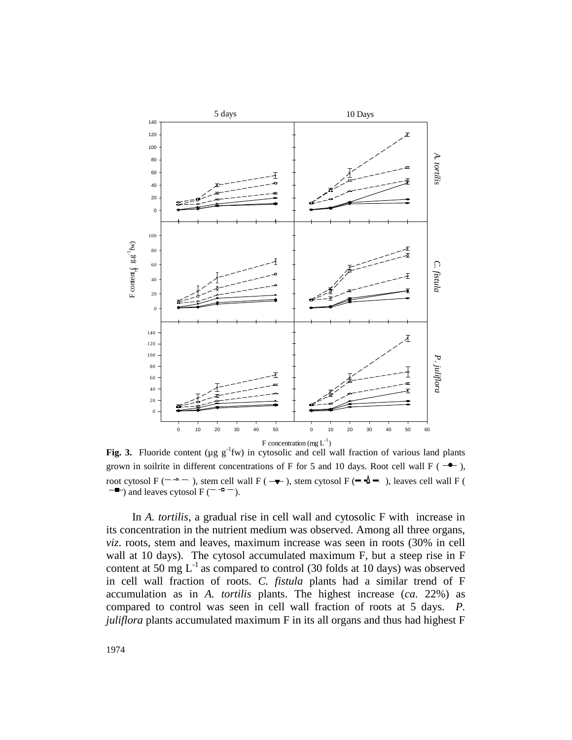**Fig. 3.** Fluoride content (µg $g^{-1}$fw) in cytosolic and cell wall fraction of various land plants grown in soilrite in different concentrations of F for 5 and 10 days. Root cell wall F (—●—), root cytosol F (—○—), stem cell wall F (—▼—), stem cytosol F (—△—), leaves cell wall F (—■—) and leaves cytosol F (—□—).

In *A. tortilis*, a gradual rise in cell wall and cytosolic F with increase in its concentration in the nutrient medium was observed. Among all three organs, *viz*. roots, stem and leaves, maximum increase was seen in roots (30% in cell wall at 10 days). The cytosol accumulated maximum F, but a steep rise in F content at 50 mg $L^{-1}$ as compared to control (30 folds at 10 days) was observed in cell wall fraction of roots. *C. fistula* plants had a similar trend of F accumulation as in *A. tortilis* plants. The highest increase (*ca.* 22%) as compared to control was seen in cell wall fraction of roots at 5 days. *P. juliflora* plants accumulated maximum F in its all organs and thus had highest F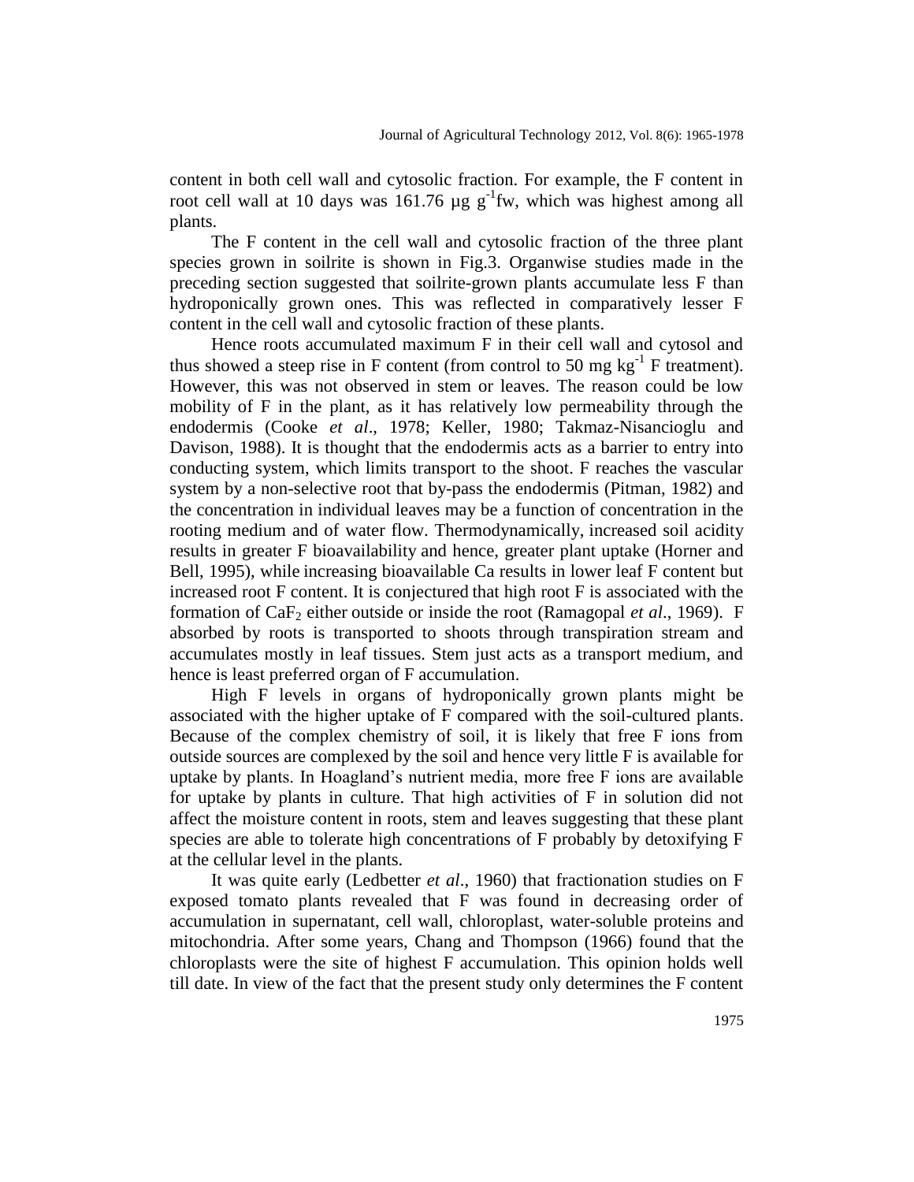content in both cell wall and cytosolic fraction. For example, the F content in root cell wall at 10 days was 161.76 µg $g^{-1}$fw, which was highest among all plants.

The F content in the cell wall and cytosolic fraction of the three plant species grown in soilrite is shown in Fig.3. Organwise studies made in the preceding section suggested that soilrite-grown plants accumulate less F than hydroponically grown ones. This was reflected in comparatively lesser F content in the cell wall and cytosolic fraction of these plants.

Hence roots accumulated maximum F in their cell wall and cytosol and thus showed a steep rise in F content (from control to 50 mg $kg^{-1}$ F treatment). However, this was not observed in stem or leaves. The reason could be low mobility of F in the plant, as it has relatively low permeability through the endodermis (Cooke *et al*., 1978; Keller, 1980; Takmaz-Nisancioglu and Davison, 1988). It is thought that the endodermis acts as a barrier to entry into conducting system, which limits transport to the shoot. F reaches the vascular system by a non-selective root that by-pass the endodermis (Pitman, 1982) and the concentration in individual leaves may be a function of concentration in the rooting medium and of water flow. Thermodynamically, increased soil acidity results in greater F bioavailability and hence, greater plant uptake (Horner and Bell, 1995), while increasing bioavailable Ca results in lower leaf F content but increased root F content. It is conjectured that high root F is associated with the formation of $CaF_2$ either outside or inside the root (Ramagopal *et al*., 1969). F absorbed by roots is transported to shoots through transpiration stream and accumulates mostly in leaf tissues. Stem just acts as a transport medium, and hence is least preferred organ of F accumulation.

High F levels in organs of hydroponically grown plants might be associated with the higher uptake of F compared with the soil-cultured plants. Because of the complex chemistry of soil, it is likely that free F ions from outside sources are complexed by the soil and hence very little F is available for uptake by plants. In Hoagland's nutrient media, more free F ions are available for uptake by plants in culture. That high activities of F in solution did not affect the moisture content in roots, stem and leaves suggesting that these plant species are able to tolerate high concentrations of F probably by detoxifying F at the cellular level in the plants.

It was quite early (Ledbetter *et al*., 1960) that fractionation studies on F exposed tomato plants revealed that F was found in decreasing order of accumulation in supernatant, cell wall, chloroplast, water-soluble proteins and mitochondria. After some years, Chang and Thompson (1966) found that the chloroplasts were the site of highest F accumulation. This opinion holds well till date. In view of the fact that the present study only determines the F content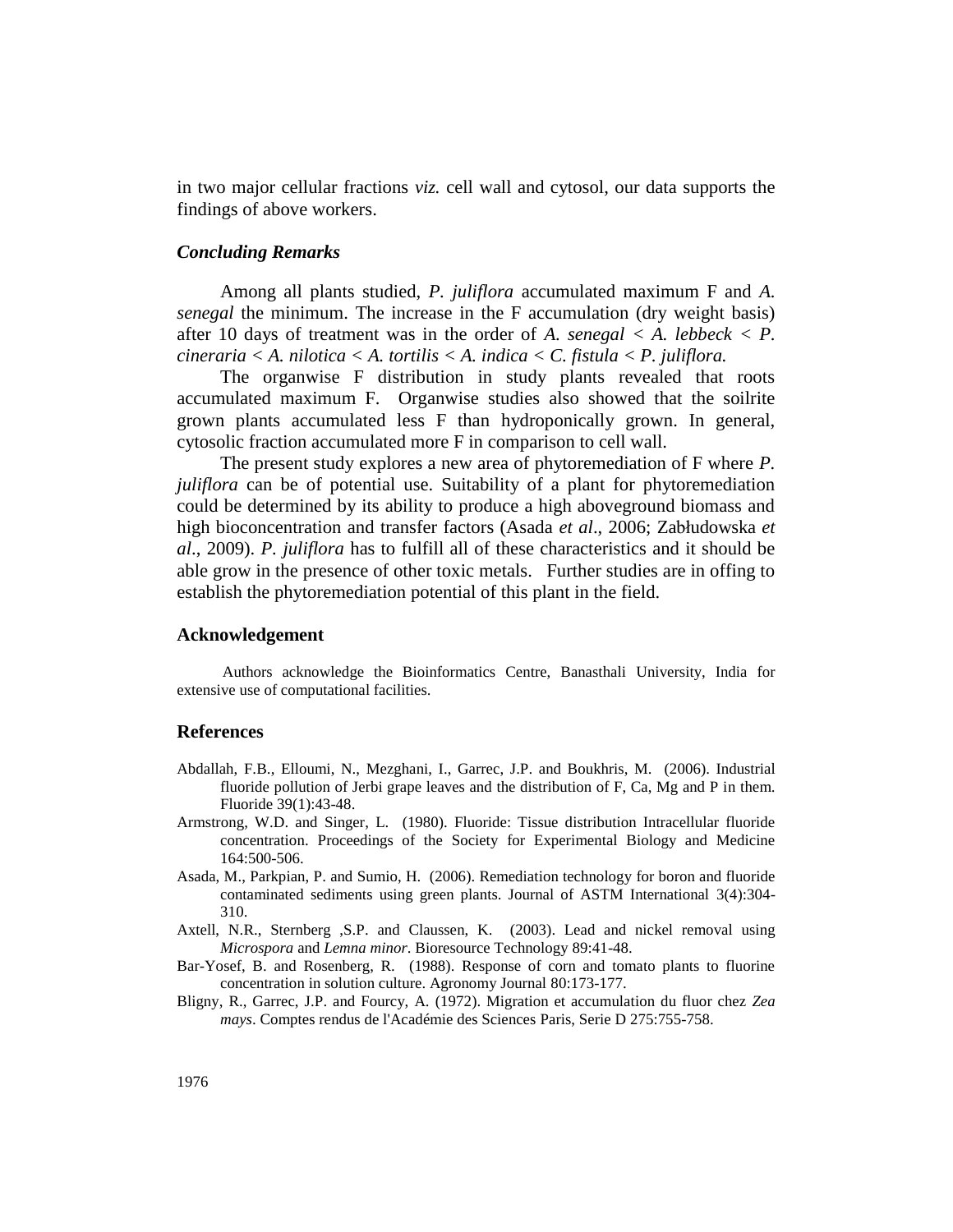in two major cellular fractions *viz.* cell wall and cytosol, our data supports the findings of above workers.

### *Concluding Remarks*

Among all plants studied, *P. juliflora* accumulated maximum F and *A. senegal* the minimum. The increase in the F accumulation (dry weight basis) after 10 days of treatment was in the order of *A. senegal* < *A. lebbeck* < *P. cineraria* < *A. nilotica* < *A. tortilis* < *A. indica* < *C. fistula* < *P. juliflora.*

The organwise F distribution in study plants revealed that roots accumulated maximum F. Organwise studies also showed that the soilrite grown plants accumulated less F than hydroponically grown. In general, cytosolic fraction accumulated more F in comparison to cell wall.

The present study explores a new area of phytoremediation of F where *P. juliflora* can be of potential use. Suitability of a plant for phytoremediation could be determined by its ability to produce a high aboveground biomass and high bioconcentration and transfer factors (Asada *et al*., 2006; Zabłudowska *et al*., 2009). *P. juliflora* has to fulfill all of these characteristics and it should be able grow in the presence of other toxic metals. Further studies are in offing to establish the phytoremediation potential of this plant in the field.

## Acknowledgement

Authors acknowledge the Bioinformatics Centre, Banasthali University, India for extensive use of computational facilities.

## References

Abdallah, F.B., Elloumi, N., Mezghani, I., Garrec, J.P. and Boukhris, M. (2006). Industrial fluoride pollution of Jerbi grape leaves and the distribution of F, Ca, Mg and P in them. Fluoride 39(1):43-48.

Armstrong, W.D. and Singer, L. (1980). Fluoride: Tissue distribution Intracellular fluoride concentration. Proceedings of the Society for Experimental Biology and Medicine 164:500-506.

Asada, M., Parkpian, P. and Sumio, H. (2006). Remediation technology for boron and fluoride contaminated sediments using green plants. Journal of ASTM International 3(4):304-310.

Axtell, N.R., Sternberg ,S.P. and Claussen, K. (2003). Lead and nickel removal using *Microspora* and *Lemna minor*. Bioresource Technology 89:41-48.

Bar-Yosef, B. and Rosenberg, R. (1988). Response of corn and tomato plants to fluorine concentration in solution culture. Agronomy Journal 80:173-177.

Bligny, R., Garrec, J.P. and Fourcy, A. (1972). Migration et accumulation du fluor chez *Zea mays*. Comptes rendus de l'Académie des Sciences Paris, Serie D 275:755-758.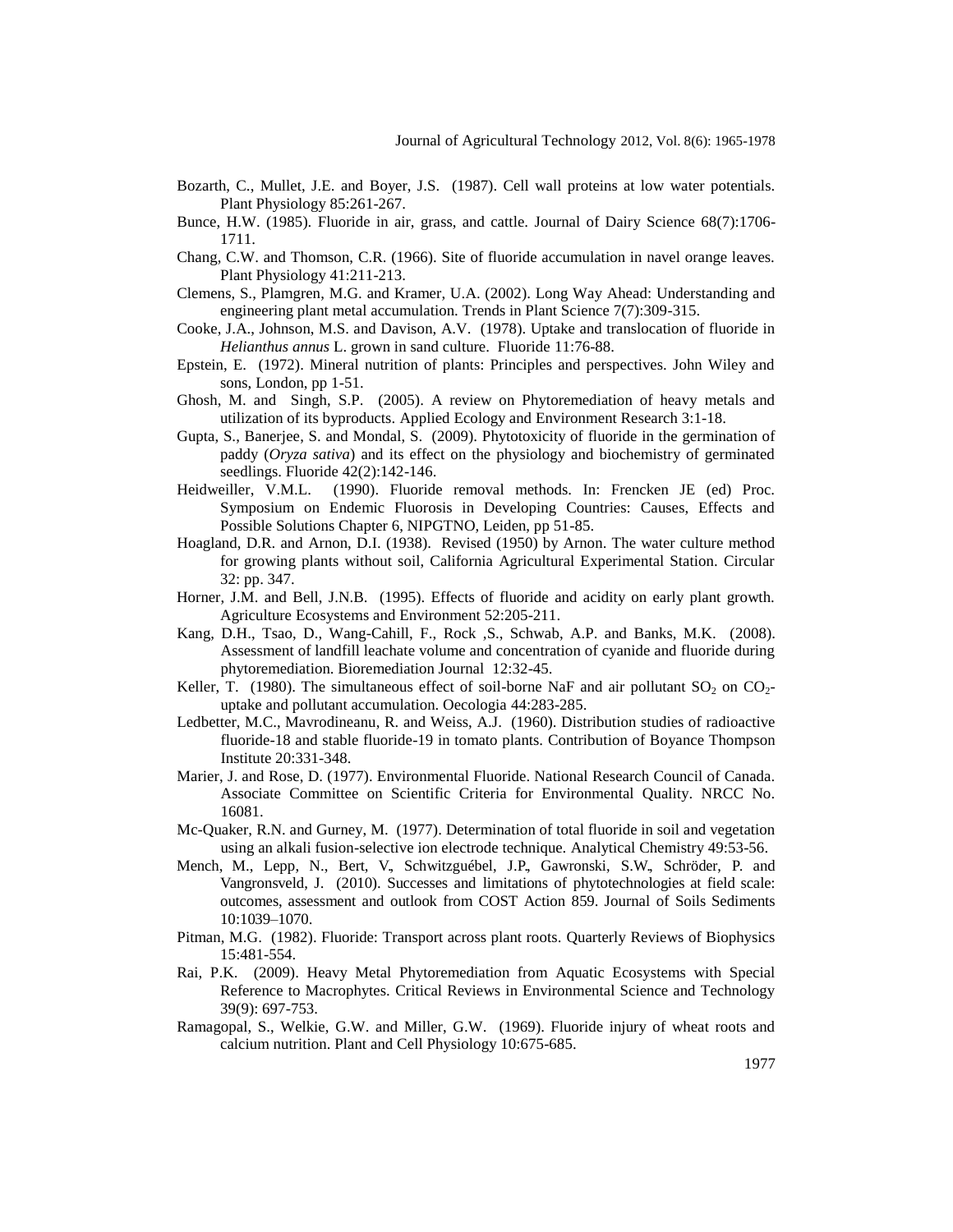Bozarth, C., Mullet, J.E. and Boyer, J.S. (1987). Cell wall proteins at low water potentials. Plant Physiology 85:261-267.

Bunce, H.W. (1985). Fluoride in air, grass, and cattle. Journal of Dairy Science 68(7):1706-1711.

Chang, C.W. and Thomson, C.R. (1966). Site of fluoride accumulation in navel orange leaves. Plant Physiology 41:211-213.

Clemens, S., Plamgren, M.G. and Kramer, U.A. (2002). Long Way Ahead: Understanding and engineering plant metal accumulation. Trends in Plant Science 7(7):309-315.

Cooke, J.A., Johnson, M.S. and Davison, A.V. (1978). Uptake and translocation of fluoride in *Helianthus annus* L. grown in sand culture. Fluoride 11:76-88.

Epstein, E. (1972). Mineral nutrition of plants: Principles and perspectives. John Wiley and sons, London, pp 1-51.

Ghosh, M. and Singh, S.P. (2005). A review on Phytoremediation of heavy metals and utilization of its byproducts. Applied Ecology and Environment Research 3:1-18.

Gupta, S., Banerjee, S. and Mondal, S. (2009). Phytotoxicity of fluoride in the germination of paddy (*Oryza sativa*) and its effect on the physiology and biochemistry of germinated seedlings. Fluoride 42(2):142-146.

Heidweiller, V.M.L. (1990). Fluoride removal methods. In: Frencken JE (ed) Proc. Symposium on Endemic Fluorosis in Developing Countries: Causes, Effects and Possible Solutions Chapter 6, NIPGTNO, Leiden, pp 51-85.

Hoagland, D.R. and Arnon, D.I. (1938). Revised (1950) by Arnon. The water culture method for growing plants without soil, California Agricultural Experimental Station. Circular 32: pp. 347.

Horner, J.M. and Bell, J.N.B. (1995). Effects of fluoride and acidity on early plant growth. Agriculture Ecosystems and Environment 52:205-211.

Kang, D.H., Tsao, D., Wang-Cahill, F., Rock ,S., Schwab, A.P. and Banks, M.K. (2008). Assessment of landfill leachate volume and concentration of cyanide and fluoride during phytoremediation. Bioremediation Journal 12:32-45.

Keller, T. (1980). The simultaneous effect of soil-borne NaF and air pollutant $SO_2$ on $CO_2$-uptake and pollutant accumulation. Oecologia 44:283-285.

Ledbetter, M.C., Mavrodineanu, R. and Weiss, A.J. (1960). Distribution studies of radioactive fluoride-18 and stable fluoride-19 in tomato plants. Contribution of Boyance Thompson Institute 20:331-348.

Marier, J. and Rose, D. (1977). Environmental Fluoride. National Research Council of Canada. Associate Committee on Scientific Criteria for Environmental Quality. NRCC No. 16081.

Mc-Quaker, R.N. and Gurney, M. (1977). Determination of total fluoride in soil and vegetation using an alkali fusion-selective ion electrode technique. Analytical Chemistry 49:53-56.

Mench, M., Lepp, N., Bert, V., Schwitzguébel, J.P., Gawronski, S.W., Schröder, P. and Vangronsveld, J. (2010). Successes and limitations of phytotechnologies at field scale: outcomes, assessment and outlook from COST Action 859. Journal of Soils Sediments 10:1039–1070.

Pitman, M.G. (1982). Fluoride: Transport across plant roots. Quarterly Reviews of Biophysics 15:481-554.

Rai, P.K. (2009). Heavy Metal Phytoremediation from Aquatic Ecosystems with Special Reference to Macrophytes. Critical Reviews in Environmental Science and Technology 39(9): 697-753.

Ramagopal, S., Welkie, G.W. and Miller, G.W. (1969). Fluoride injury of wheat roots and calcium nutrition. Plant and Cell Physiology 10:675-685.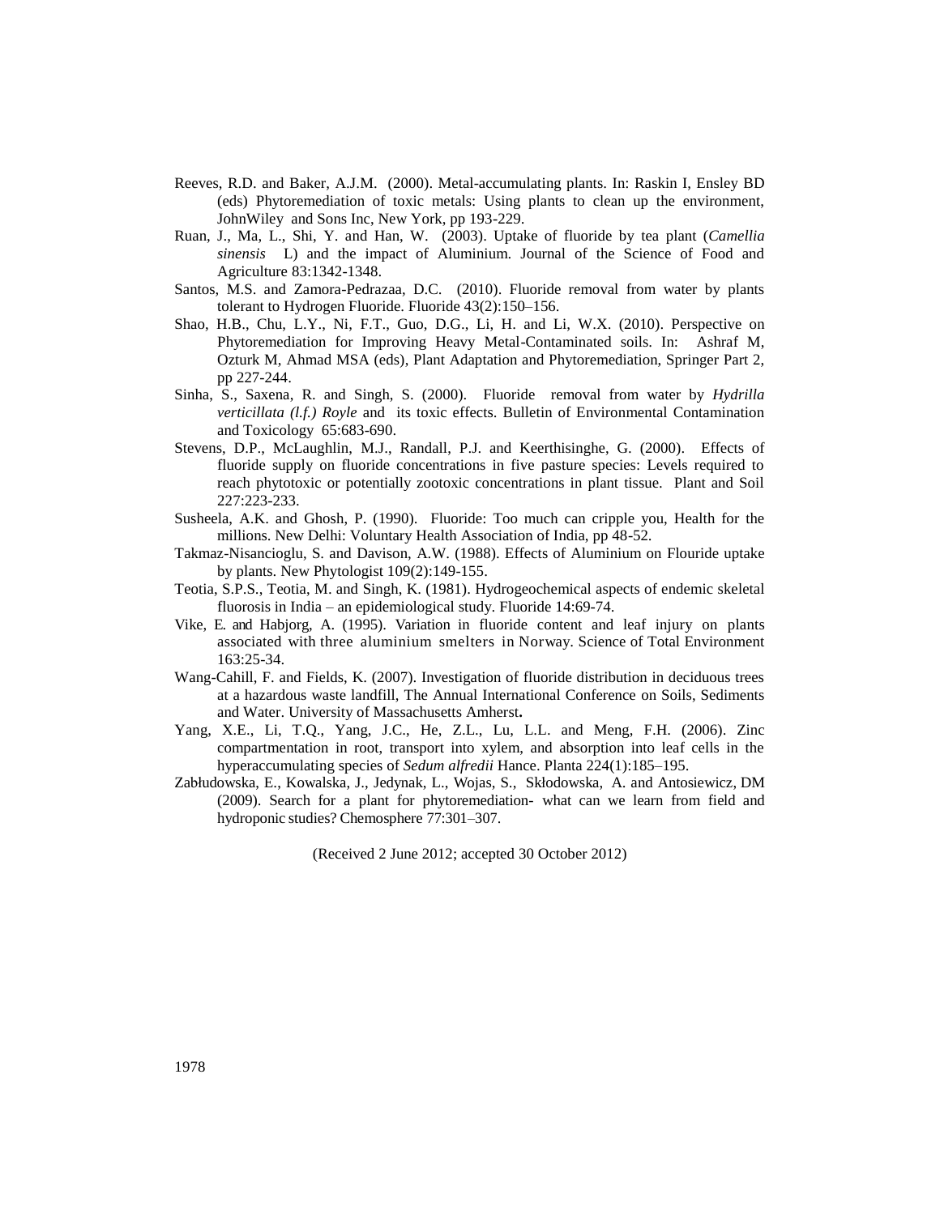Reeves, R.D. and Baker, A.J.M. (2000). Metal-accumulating plants. In: Raskin I, Ensley BD (eds) Phytoremediation of toxic metals: Using plants to clean up the environment, JohnWiley and Sons Inc, New York, pp 193-229.

Ruan, J., Ma, L., Shi, Y. and Han, W. (2003). Uptake of fluoride by tea plant (*Camellia sinensis* L) and the impact of Aluminium. Journal of the Science of Food and Agriculture 83:1342-1348.

Santos, M.S. and Zamora-Pedrazaa, D.C. (2010). Fluoride removal from water by plants tolerant to Hydrogen Fluoride. Fluoride 43(2):150–156.

Shao, H.B., Chu, L.Y., Ni, F.T., Guo, D.G., Li, H. and Li, W.X. (2010). Perspective on Phytoremediation for Improving Heavy Metal-Contaminated soils. In: Ashraf M, Ozturk M, Ahmad MSA (eds), Plant Adaptation and Phytoremediation, Springer Part 2, pp 227-244.

Sinha, S., Saxena, R. and Singh, S. (2000). Fluoride removal from water by *Hydrilla verticillata (l.f.) Royle* and its toxic effects. Bulletin of Environmental Contamination and Toxicology 65:683-690.

Stevens, D.P., McLaughlin, M.J., Randall, P.J. and Keerthisinghe, G. (2000). Effects of fluoride supply on fluoride concentrations in five pasture species: Levels required to reach phytotoxic or potentially zootoxic concentrations in plant tissue. Plant and Soil 227:223-233.

Susheela, A.K. and Ghosh, P. (1990). Fluoride: Too much can cripple you, Health for the millions. New Delhi: Voluntary Health Association of India, pp 48-52.

Takmaz-Nisancioglu, S. and Davison, A.W. (1988). Effects of Aluminium on Flouride uptake by plants. New Phytologist 109(2):149-155.

Teotia, S.P.S., Teotia, M. and Singh, K. (1981). Hydrogeochemical aspects of endemic skeletal fluorosis in India – an epidemiological study. Fluoride 14:69-74.

Vike, E. and Habjorg, A. (1995). Variation in fluoride content and leaf injury on plants associated with three aluminium smelters in Norway. Science of Total Environment 163:25-34.

Wang-Cahill, F. and Fields, K. (2007). Investigation of fluoride distribution in deciduous trees at a hazardous waste landfill, The Annual International Conference on Soils, Sediments and Water. University of Massachusetts Amherst**.**

Yang, X.E., Li, T.Q., Yang, J.C., He, Z.L., Lu, L.L. and Meng, F.H. (2006). Zinc compartmentation in root, transport into xylem, and absorption into leaf cells in the hyperaccumulating species of *Sedum alfredii* Hance. Planta 224(1):185–195.

Zabłudowska, E., Kowalska, J., Jedynak, L., Wojas, S., Skłodowska, A. and Antosiewicz, DM (2009). Search for a plant for phytoremediation- what can we learn from field and hydroponic studies? Chemosphere 77:301–307.

(Received 2 June 2012; accepted 30 October 2012)